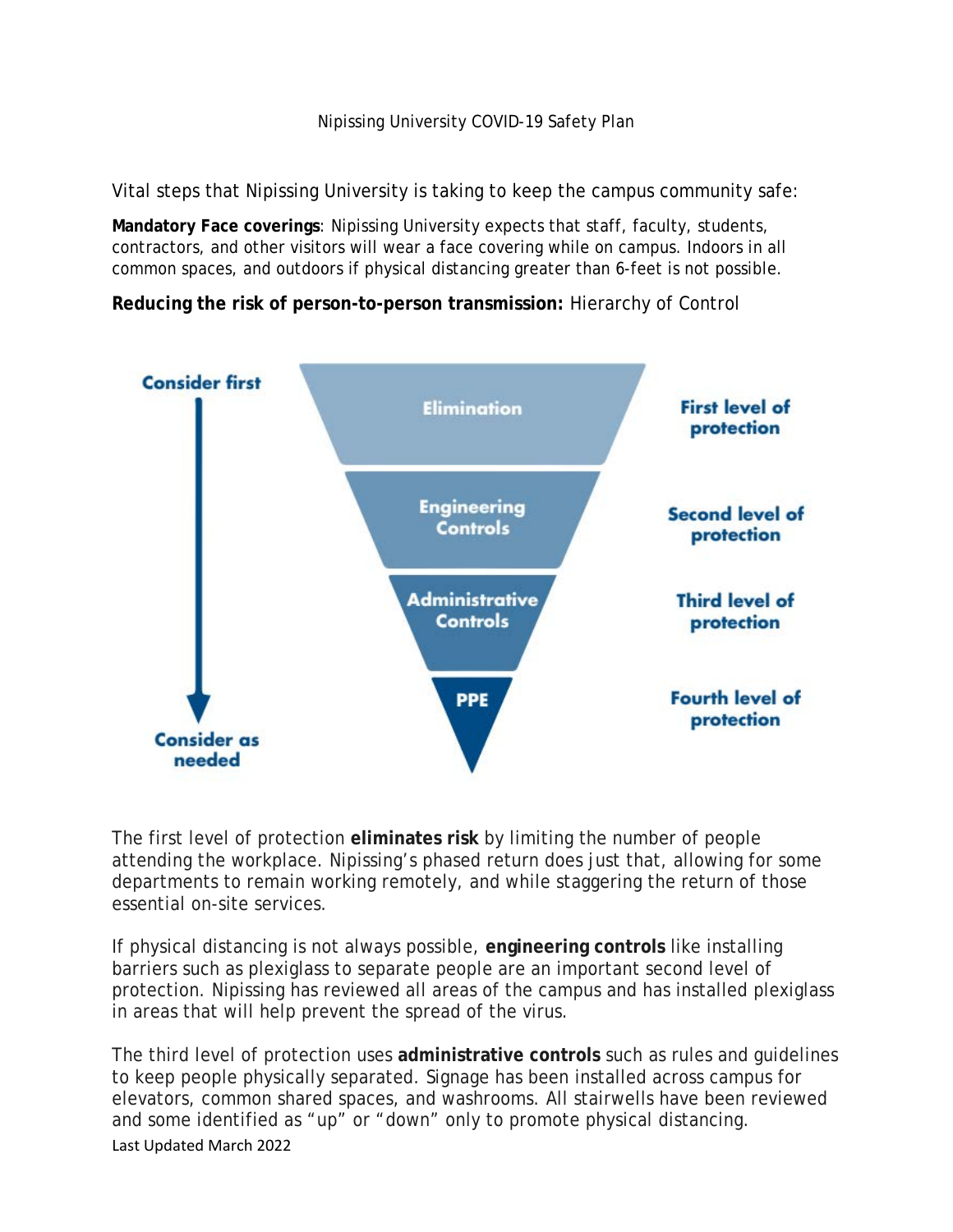# Nipissing University COVID-19 Safety Plan

Vital steps that Nipissing University is taking to keep the campus community safe:

**Mandatory Face coverings**: Nipissing University expects that staff, faculty, students, contractors, and other visitors will wear a face covering while on campus. Indoors in all common spaces, and outdoors if physical distancing greater than 6-feet is not possible.

**Reducing the risk of person-to-person transmission:** Hierarchy of Control

Consider first → Consider as needed

- Elimination — First level of protection
- Engineering Controls — Second level of protection
- Administrative Controls — Third level of protection
- PPE — Fourth level of protection

The first level of protection **eliminates risk** by limiting the number of people attending the workplace. Nipissing's phased return does just that, allowing for some departments to remain working remotely, and while staggering the return of those essential on-site services.

If physical distancing is not always possible, **engineering controls** like installing barriers such as plexiglass to separate people are an important second level of protection. Nipissing has reviewed all areas of the campus and has installed plexiglass in areas that will help prevent the spread of the virus.

The third level of protection uses **administrative controls** such as rules and guidelines to keep people physically separated. Signage has been installed across campus for elevators, common shared spaces, and washrooms. All stairwells have been reviewed and some identified as "up" or "down" only to promote physical distancing.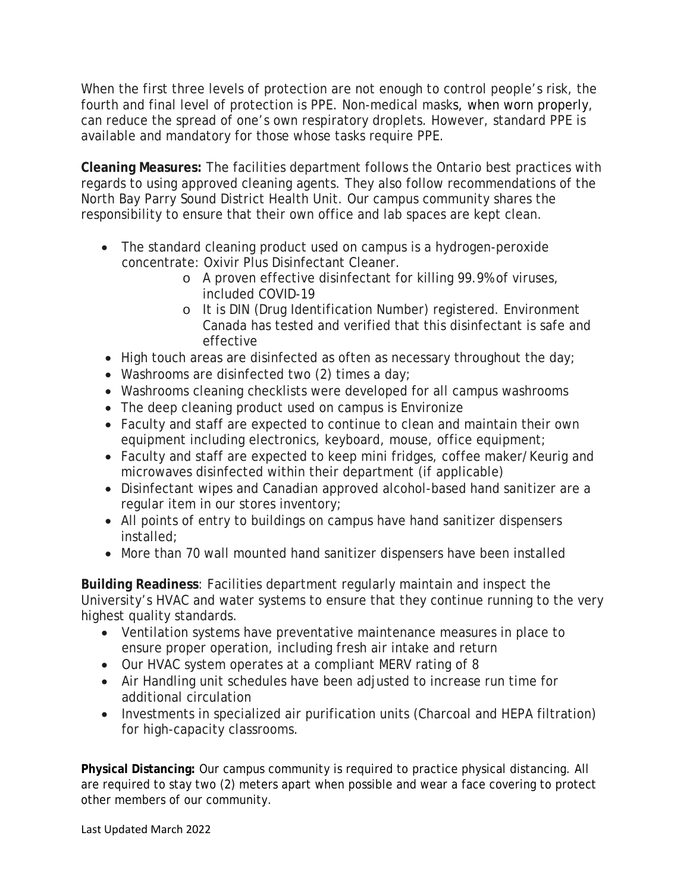When the first three levels of protection are not enough to control people's risk, the fourth and final level of protection is PPE. Non-medical masks, when worn properly, can reduce the spread of one's own respiratory droplets. However, standard PPE is available and mandatory for those whose tasks require PPE.

**Cleaning Measures:** The facilities department follows the Ontario best practices with regards to using approved cleaning agents. They also follow recommendations of the North Bay Parry Sound District Health Unit. Our campus community shares the responsibility to ensure that their own office and lab spaces are kept clean.

- The standard cleaning product used on campus is a hydrogen-peroxide concentrate: Oxivir Plus Disinfectant Cleaner.
  - A proven effective disinfectant for killing 99.9% of viruses, included COVID-19
  - It is DIN (Drug Identification Number) registered. Environment Canada has tested and verified that this disinfectant is safe and effective
- High touch areas are disinfected as often as necessary throughout the day;
- Washrooms are disinfected two (2) times a day;
- Washrooms cleaning checklists were developed for all campus washrooms
- The deep cleaning product used on campus is Environize
- Faculty and staff are expected to continue to clean and maintain their own equipment including electronics, keyboard, mouse, office equipment;
- Faculty and staff are expected to keep mini fridges, coffee maker/Keurig and microwaves disinfected within their department (if applicable)
- Disinfectant wipes and Canadian approved alcohol-based hand sanitizer are a regular item in our stores inventory;
- All points of entry to buildings on campus have hand sanitizer dispensers installed;
- More than 70 wall mounted hand sanitizer dispensers have been installed

**Building Readiness**: Facilities department regularly maintain and inspect the University's HVAC and water systems to ensure that they continue running to the very highest quality standards.

- Ventilation systems have preventative maintenance measures in place to ensure proper operation, including fresh air intake and return
- Our HVAC system operates at a compliant MERV rating of 8
- Air Handling unit schedules have been adjusted to increase run time for additional circulation
- Investments in specialized air purification units (Charcoal and HEPA filtration) for high-capacity classrooms.

**Physical Distancing:** Our campus community is required to practice physical distancing. All are required to stay two (2) meters apart when possible and wear a face covering to protect other members of our community.

Last Updated March 2022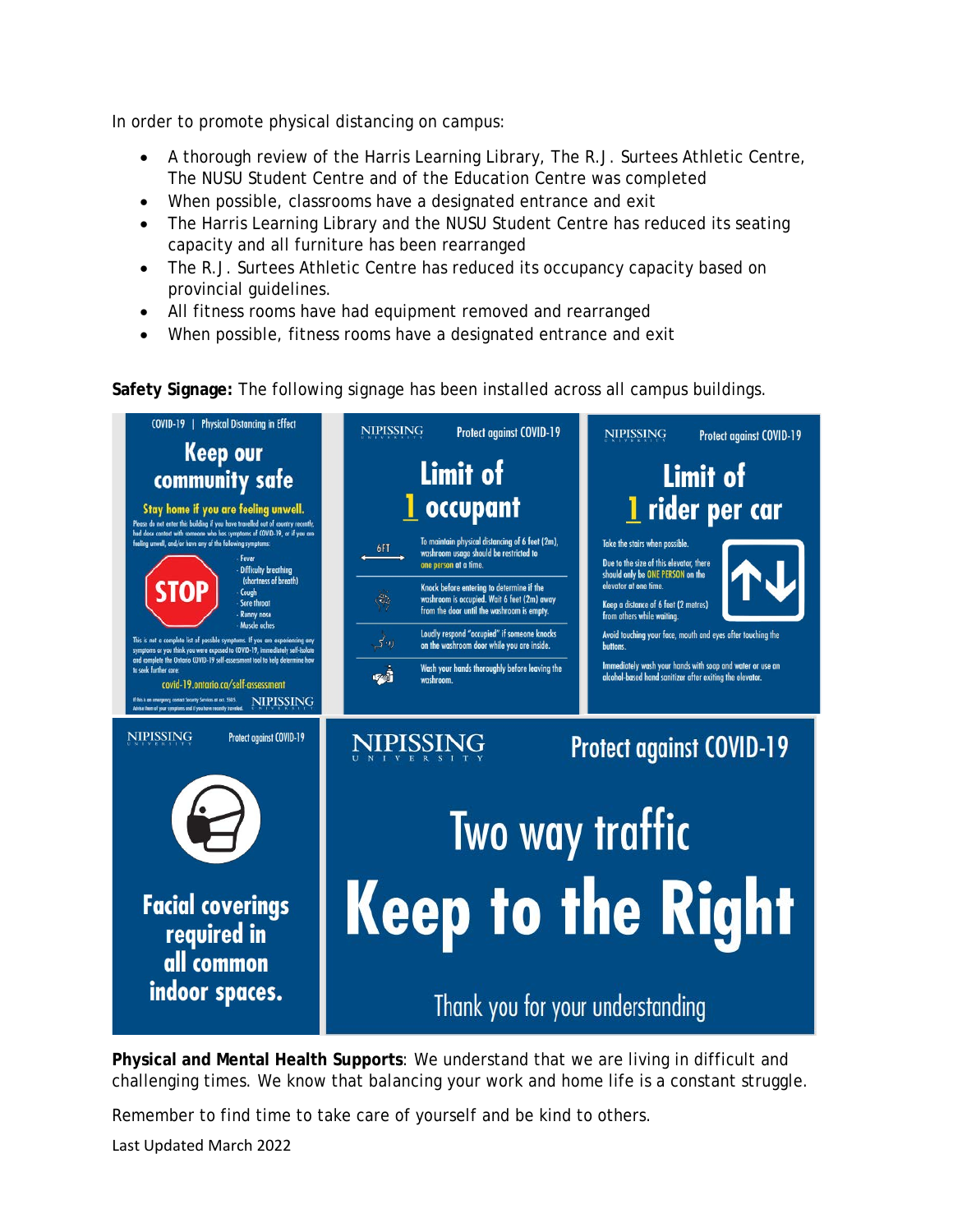In order to promote physical distancing on campus:

- A thorough review of the Harris Learning Library, The R.J. Surtees Athletic Centre, The NUSU Student Centre and of the Education Centre was completed
- When possible, classrooms have a designated entrance and exit
- The Harris Learning Library and the NUSU Student Centre has reduced its seating capacity and all furniture has been rearranged
- The R.J. Surtees Athletic Centre has reduced its occupancy capacity based on provincial guidelines.
- All fitness rooms have had equipment removed and rearranged
- When possible, fitness rooms have a designated entrance and exit

**Safety Signage:** The following signage has been installed across all campus buildings.

COVID-19 | Physical Distancing in Effect

**Keep our community safe**

**Stay home if you are feeling unwell.**

Please do not enter this building if you have travelled out of country recently, had close contact with someone who has symptoms of COVID-19, or if you are feeling unwell, and/or have any of the following symptoms:

STOP

- Fever
- Difficulty breathing (shortness of breath)
- Cough
- Sore throat
- Runny nose
- Muscle aches

This is not a complete list of possible symptoms. If you are experiencing any symptoms or you think you were exposed to COVID-19, immediately self-isolate and complete the Ontario COVID-19 self-assessment tool to help determine how to seek further care.

covid-19.ontario.ca/self-assessment

If this is an emergency, contact Security Services at ext. 5505. Advise them of your symptoms and if you have recently travelled.

NIPISSING UNIVERSITY

NIPISSING UNIVERSITY — Protect against COVID-19

**Limit of 1 occupant**

6FT

To maintain physical distancing of 6 feet (2m), washroom usage should be restricted to one person at a time.

Knock before entering to determine if the washroom is occupied. Wait 6 feet (2m) away from the door until the washroom is empty.

Loudly respond "occupied" if someone knocks on the washroom door while you are inside.

Wash your hands thoroughly before leaving the washroom.

NIPISSING UNIVERSITY — Protect against COVID-19

**Limit of 1 rider per car**

Take the stairs when possible.

Due to the size of this elevator, there should only be ONE PERSON on the elevator at one time.

Keep a distance of 6 feet (2 metres) from others while waiting.

Avoid touching your face, mouth and eyes after touching the buttons.

Immediately wash your hands with soap and water or use an alcohol-based hand sanitizer after exiting the elevator.

NIPISSING UNIVERSITY — Protect against COVID-19

**Facial coverings required in all common indoor spaces.**

NIPISSING UNIVERSITY — Protect against COVID-19

Two way traffic

**Keep to the Right**

Thank you for your understanding

**Physical and Mental Health Supports**: We understand that we are living in difficult and challenging times. We know that balancing your work and home life is a constant struggle.

Remember to find time to take care of yourself and be kind to others.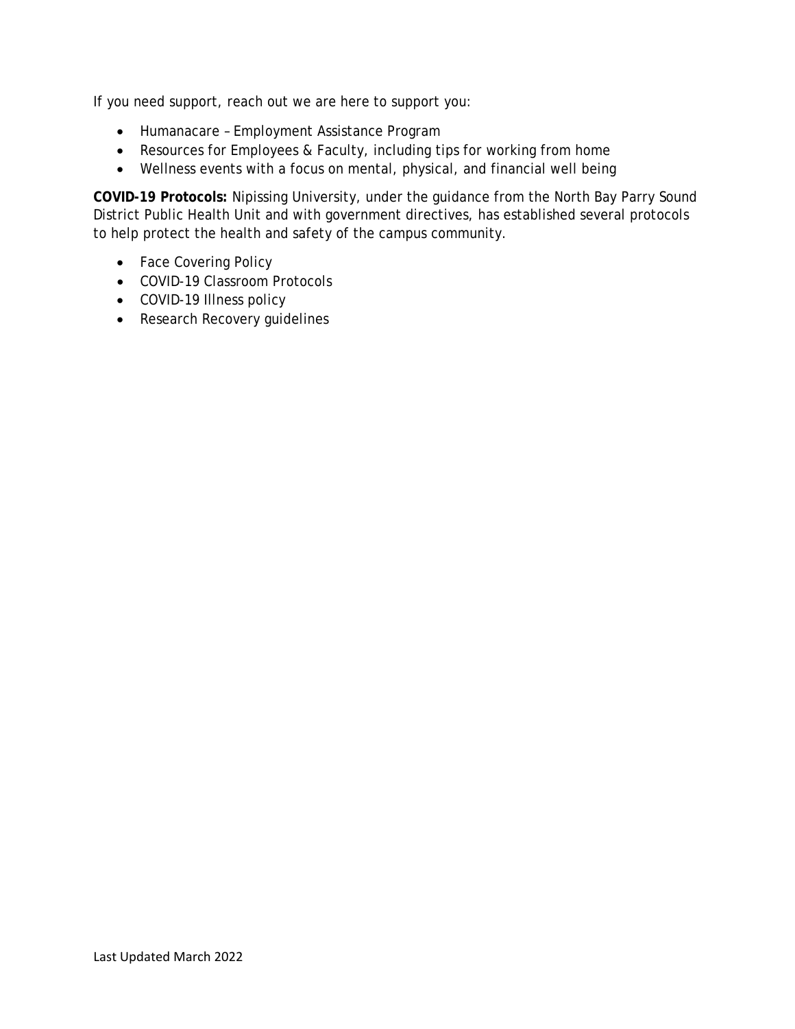If you need support, reach out we are here to support you:

- Humanacare – Employment Assistance Program
- Resources for Employees & Faculty, including tips for working from home
- Wellness events with a focus on mental, physical, and financial well being

**COVID-19 Protocols:** Nipissing University, under the guidance from the North Bay Parry Sound District Public Health Unit and with government directives, has established several protocols to help protect the health and safety of the campus community.

- Face Covering Policy
- COVID-19 Classroom Protocols
- COVID-19 Illness policy
- Research Recovery guidelines

Last Updated March 2022